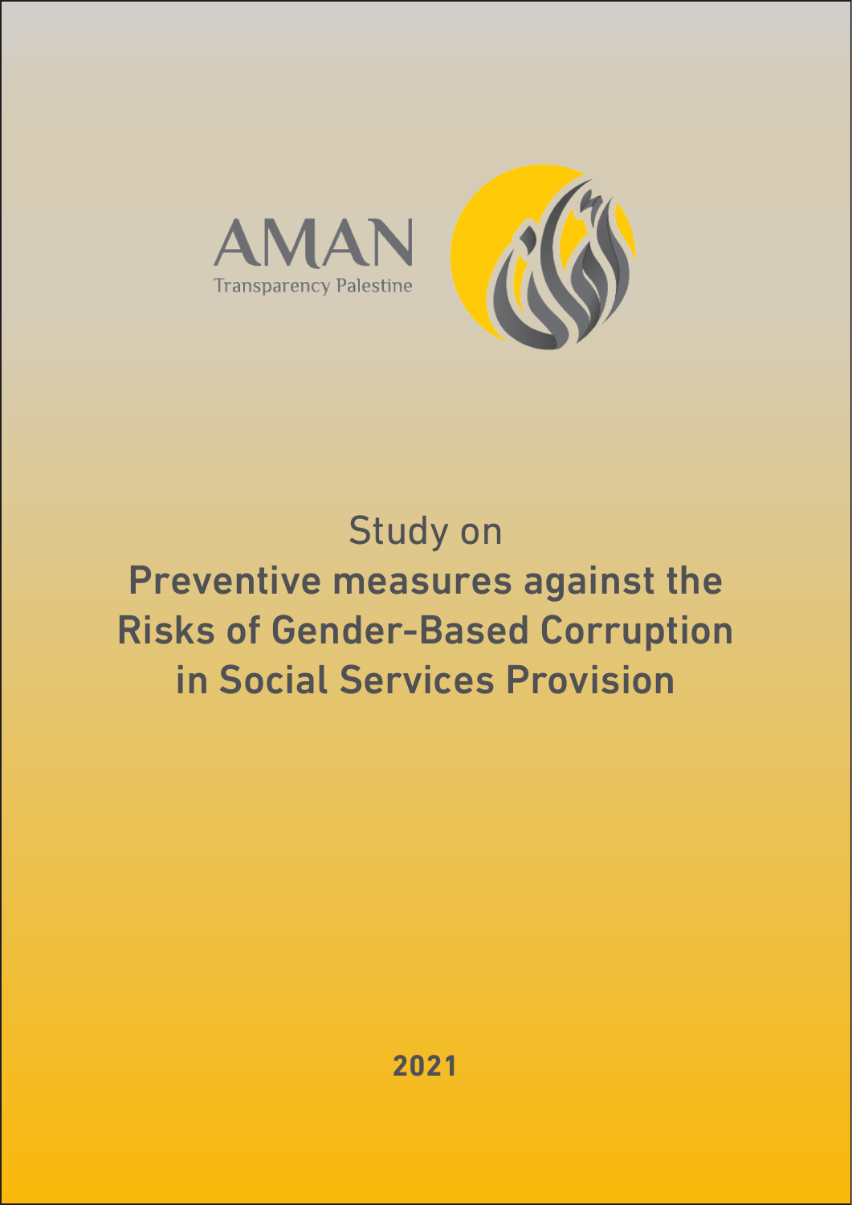AMAN

Transparency Palestine

Study on

# Preventive measures against the Risks of Gender-Based Corruption in Social Services Provision

**2021**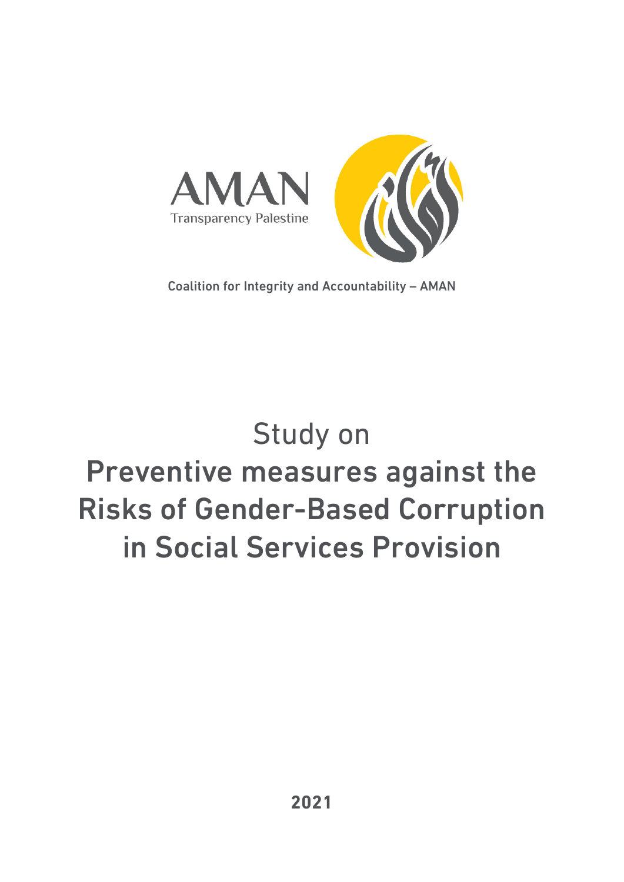AMAN

Transparency Palestine

Coalition for Integrity and Accountability – AMAN

# Study on

# Preventive measures against the Risks of Gender-Based Corruption in Social Services Provision

**2021**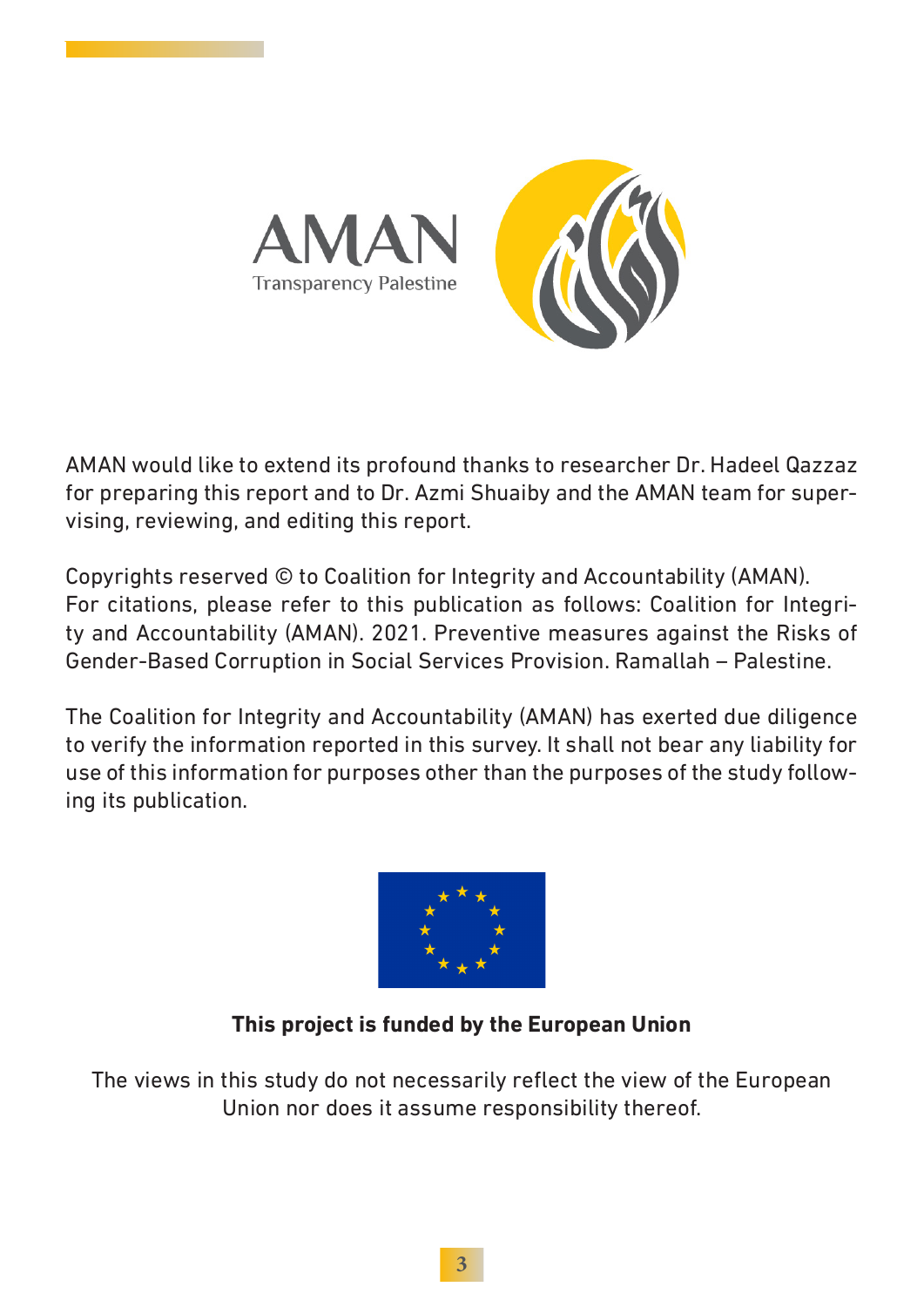AMAN

Transparency Palestine

AMAN would like to extend its profound thanks to researcher Dr. Hadeel Qazzaz for preparing this report and to Dr. Azmi Shuaiby and the AMAN team for supervising, reviewing, and editing this report.

Copyrights reserved © to Coalition for Integrity and Accountability (AMAN).
For citations, please refer to this publication as follows: Coalition for Integrity and Accountability (AMAN). 2021. Preventive measures against the Risks of Gender-Based Corruption in Social Services Provision. Ramallah – Palestine.

The Coalition for Integrity and Accountability (AMAN) has exerted due diligence to verify the information reported in this survey. It shall not bear any liability for use of this information for purposes other than the purposes of the study following its publication.

**This project is funded by the European Union**

The views in this study do not necessarily reflect the view of the European Union nor does it assume responsibility thereof.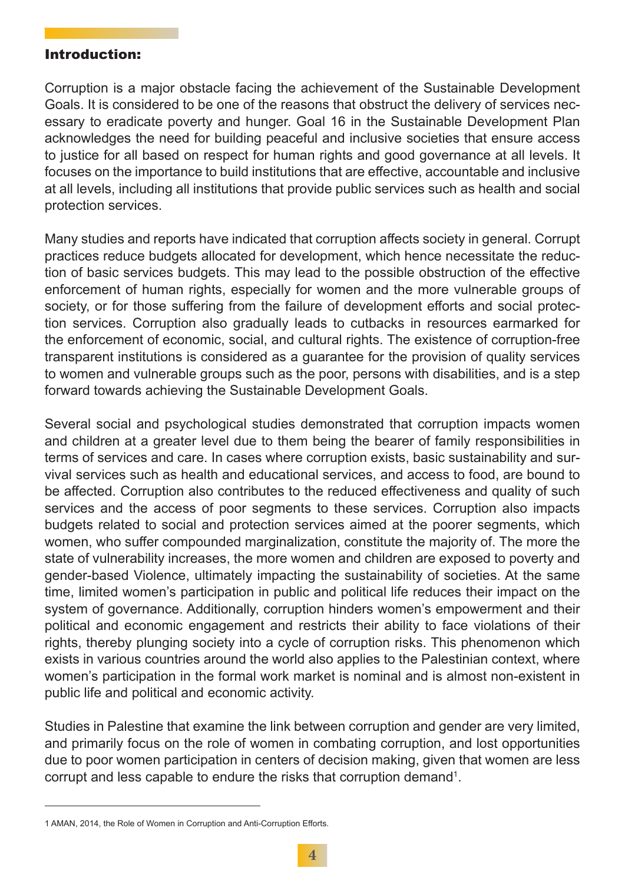## Introduction:

Corruption is a major obstacle facing the achievement of the Sustainable Development Goals. It is considered to be one of the reasons that obstruct the delivery of services necessary to eradicate poverty and hunger. Goal 16 in the Sustainable Development Plan acknowledges the need for building peaceful and inclusive societies that ensure access to justice for all based on respect for human rights and good governance at all levels. It focuses on the importance to build institutions that are effective, accountable and inclusive at all levels, including all institutions that provide public services such as health and social protection services.

Many studies and reports have indicated that corruption affects society in general. Corrupt practices reduce budgets allocated for development, which hence necessitate the reduction of basic services budgets. This may lead to the possible obstruction of the effective enforcement of human rights, especially for women and the more vulnerable groups of society, or for those suffering from the failure of development efforts and social protection services. Corruption also gradually leads to cutbacks in resources earmarked for the enforcement of economic, social, and cultural rights. The existence of corruption-free transparent institutions is considered as a guarantee for the provision of quality services to women and vulnerable groups such as the poor, persons with disabilities, and is a step forward towards achieving the Sustainable Development Goals.

Several social and psychological studies demonstrated that corruption impacts women and children at a greater level due to them being the bearer of family responsibilities in terms of services and care. In cases where corruption exists, basic sustainability and survival services such as health and educational services, and access to food, are bound to be affected. Corruption also contributes to the reduced effectiveness and quality of such services and the access of poor segments to these services. Corruption also impacts budgets related to social and protection services aimed at the poorer segments, which women, who suffer compounded marginalization, constitute the majority of. The more the state of vulnerability increases, the more women and children are exposed to poverty and gender-based Violence, ultimately impacting the sustainability of societies. At the same time, limited women's participation in public and political life reduces their impact on the system of governance. Additionally, corruption hinders women's empowerment and their political and economic engagement and restricts their ability to face violations of their rights, thereby plunging society into a cycle of corruption risks. This phenomenon which exists in various countries around the world also applies to the Palestinian context, where women's participation in the formal work market is nominal and is almost non-existent in public life and political and economic activity.

Studies in Palestine that examine the link between corruption and gender are very limited, and primarily focus on the role of women in combating corruption, and lost opportunities due to poor women participation in centers of decision making, given that women are less corrupt and less capable to endure the risks that corruption demand[1].

---

1 AMAN, 2014, the Role of Women in Corruption and Anti-Corruption Efforts.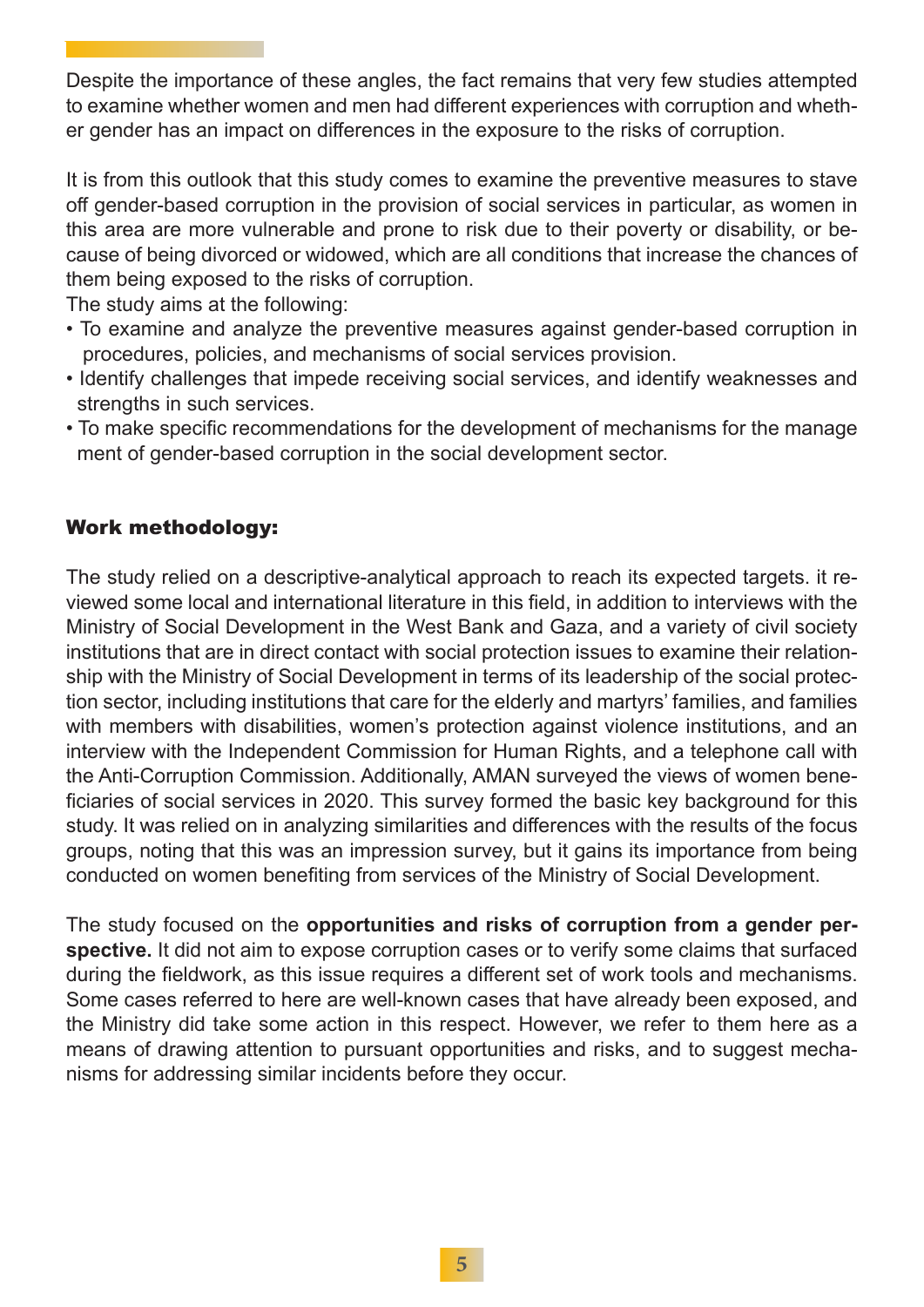Despite the importance of these angles, the fact remains that very few studies attempted to examine whether women and men had different experiences with corruption and whether gender has an impact on differences in the exposure to the risks of corruption.

It is from this outlook that this study comes to examine the preventive measures to stave off gender-based corruption in the provision of social services in particular, as women in this area are more vulnerable and prone to risk due to their poverty or disability, or because of being divorced or widowed, which are all conditions that increase the chances of them being exposed to the risks of corruption.

The study aims at the following:

- To examine and analyze the preventive measures against gender-based corruption in procedures, policies, and mechanisms of social services provision.
- Identify challenges that impede receiving social services, and identify weaknesses and strengths in such services.
- To make specific recommendations for the development of mechanisms for the management of gender-based corruption in the social development sector.

## Work methodology:

The study relied on a descriptive-analytical approach to reach its expected targets. it reviewed some local and international literature in this field, in addition to interviews with the Ministry of Social Development in the West Bank and Gaza, and a variety of civil society institutions that are in direct contact with social protection issues to examine their relationship with the Ministry of Social Development in terms of its leadership of the social protection sector, including institutions that care for the elderly and martyrs' families, and families with members with disabilities, women's protection against violence institutions, and an interview with the Independent Commission for Human Rights, and a telephone call with the Anti-Corruption Commission. Additionally, AMAN surveyed the views of women beneficiaries of social services in 2020. This survey formed the basic key background for this study. It was relied on in analyzing similarities and differences with the results of the focus groups, noting that this was an impression survey, but it gains its importance from being conducted on women benefiting from services of the Ministry of Social Development.

The study focused on the **opportunities and risks of corruption from a gender perspective.** It did not aim to expose corruption cases or to verify some claims that surfaced during the fieldwork, as this issue requires a different set of work tools and mechanisms. Some cases referred to here are well-known cases that have already been exposed, and the Ministry did take some action in this respect. However, we refer to them here as a means of drawing attention to pursuant opportunities and risks, and to suggest mechanisms for addressing similar incidents before they occur.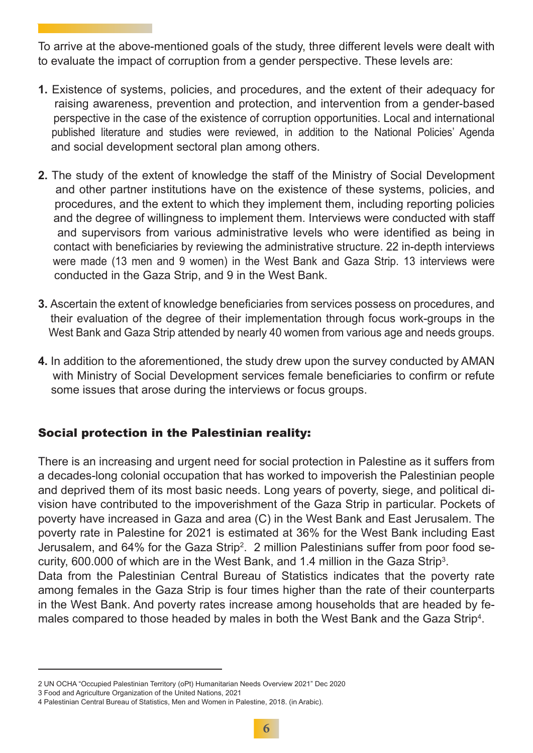To arrive at the above-mentioned goals of the study, three different levels were dealt with to evaluate the impact of corruption from a gender perspective. These levels are:

1. Existence of systems, policies, and procedures, and the extent of their adequacy for raising awareness, prevention and protection, and intervention from a gender-based perspective in the case of the existence of corruption opportunities. Local and international published literature and studies were reviewed, in addition to the National Policies' Agenda and social development sectoral plan among others.

2. The study of the extent of knowledge the staff of the Ministry of Social Development and other partner institutions have on the existence of these systems, policies, and procedures, and the extent to which they implement them, including reporting policies and the degree of willingness to implement them. Interviews were conducted with staff and supervisors from various administrative levels who were identified as being in contact with beneficiaries by reviewing the administrative structure. 22 in-depth interviews were made (13 men and 9 women) in the West Bank and Gaza Strip. 13 interviews were conducted in the Gaza Strip, and 9 in the West Bank.

3. Ascertain the extent of knowledge beneficiaries from services possess on procedures, and their evaluation of the degree of their implementation through focus work-groups in the West Bank and Gaza Strip attended by nearly 40 women from various age and needs groups.

4. In addition to the aforementioned, the study drew upon the survey conducted by AMAN with Ministry of Social Development services female beneficiaries to confirm or refute some issues that arose during the interviews or focus groups.

## Social protection in the Palestinian reality:

There is an increasing and urgent need for social protection in Palestine as it suffers from a decades-long colonial occupation that has worked to impoverish the Palestinian people and deprived them of its most basic needs. Long years of poverty, siege, and political division have contributed to the impoverishment of the Gaza Strip in particular. Pockets of poverty have increased in Gaza and area (C) in the West Bank and East Jerusalem. The poverty rate in Palestine for 2021 is estimated at 36% for the West Bank including East Jerusalem, and 64% for the Gaza Strip[2]. 2 million Palestinians suffer from poor food security, 600.000 of which are in the West Bank, and 1.4 million in the Gaza Strip[3].

Data from the Palestinian Central Bureau of Statistics indicates that the poverty rate among females in the Gaza Strip is four times higher than the rate of their counterparts in the West Bank. And poverty rates increase among households that are headed by females compared to those headed by males in both the West Bank and the Gaza Strip[4].

---

2 UN OCHA "Occupied Palestinian Territory (oPt) Humanitarian Needs Overview 2021" Dec 2020

3 Food and Agriculture Organization of the United Nations, 2021

4 Palestinian Central Bureau of Statistics, Men and Women in Palestine, 2018. (in Arabic).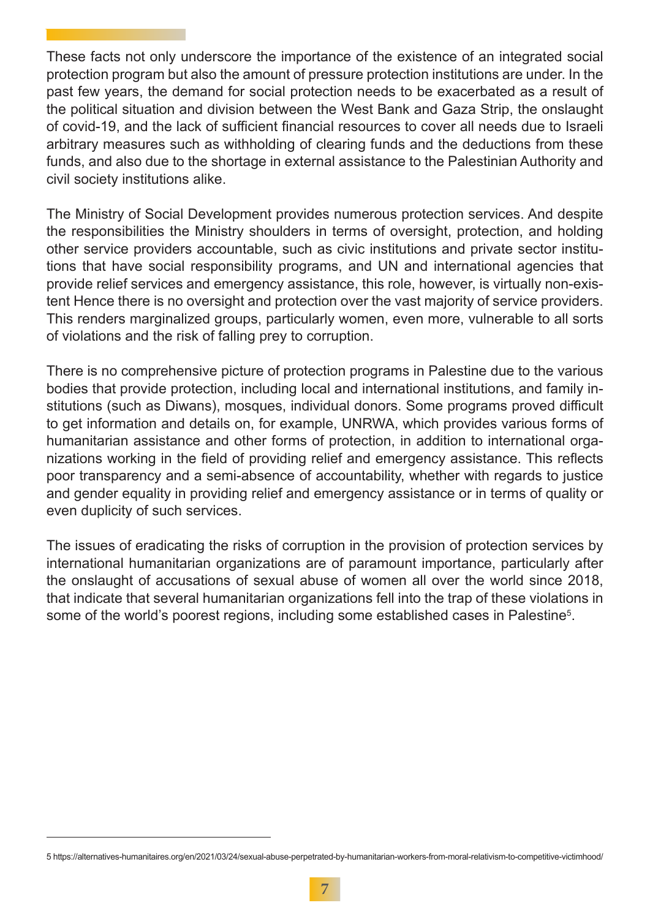These facts not only underscore the importance of the existence of an integrated social protection program but also the amount of pressure protection institutions are under. In the past few years, the demand for social protection needs to be exacerbated as a result of the political situation and division between the West Bank and Gaza Strip, the onslaught of covid-19, and the lack of sufficient financial resources to cover all needs due to Israeli arbitrary measures such as withholding of clearing funds and the deductions from these funds, and also due to the shortage in external assistance to the Palestinian Authority and civil society institutions alike.

The Ministry of Social Development provides numerous protection services. And despite the responsibilities the Ministry shoulders in terms of oversight, protection, and holding other service providers accountable, such as civic institutions and private sector institutions that have social responsibility programs, and UN and international agencies that provide relief services and emergency assistance, this role, however, is virtually non-existent Hence there is no oversight and protection over the vast majority of service providers. This renders marginalized groups, particularly women, even more, vulnerable to all sorts of violations and the risk of falling prey to corruption.

There is no comprehensive picture of protection programs in Palestine due to the various bodies that provide protection, including local and international institutions, and family institutions (such as Diwans), mosques, individual donors. Some programs proved difficult to get information and details on, for example, UNRWA, which provides various forms of humanitarian assistance and other forms of protection, in addition to international organizations working in the field of providing relief and emergency assistance. This reflects poor transparency and a semi-absence of accountability, whether with regards to justice and gender equality in providing relief and emergency assistance or in terms of quality or even duplicity of such services.

The issues of eradicating the risks of corruption in the provision of protection services by international humanitarian organizations are of paramount importance, particularly after the onslaught of accusations of sexual abuse of women all over the world since 2018, that indicate that several humanitarian organizations fell into the trap of these violations in some of the world's poorest regions, including some established cases in Palestine[5].

---

5 https://alternatives-humanitaires.org/en/2021/03/24/sexual-abuse-perpetrated-by-humanitarian-workers-from-moral-relativism-to-competitive-victimhood/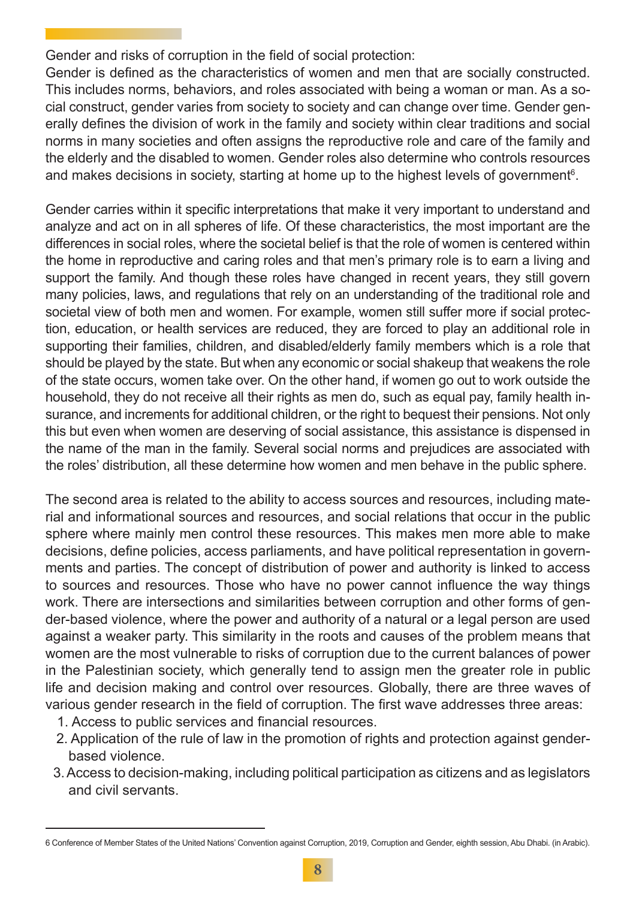Gender and risks of corruption in the field of social protection:

Gender is defined as the characteristics of women and men that are socially constructed. This includes norms, behaviors, and roles associated with being a woman or man. As a social construct, gender varies from society to society and can change over time. Gender generally defines the division of work in the family and society within clear traditions and social norms in many societies and often assigns the reproductive role and care of the family and the elderly and the disabled to women. Gender roles also determine who controls resources and makes decisions in society, starting at home up to the highest levels of government[6].

Gender carries within it specific interpretations that make it very important to understand and analyze and act on in all spheres of life. Of these characteristics, the most important are the differences in social roles, where the societal belief is that the role of women is centered within the home in reproductive and caring roles and that men's primary role is to earn a living and support the family. And though these roles have changed in recent years, they still govern many policies, laws, and regulations that rely on an understanding of the traditional role and societal view of both men and women. For example, women still suffer more if social protection, education, or health services are reduced, they are forced to play an additional role in supporting their families, children, and disabled/elderly family members which is a role that should be played by the state. But when any economic or social shakeup that weakens the role of the state occurs, women take over. On the other hand, if women go out to work outside the household, they do not receive all their rights as men do, such as equal pay, family health insurance, and increments for additional children, or the right to bequest their pensions. Not only this but even when women are deserving of social assistance, this assistance is dispensed in the name of the man in the family. Several social norms and prejudices are associated with the roles' distribution, all these determine how women and men behave in the public sphere.

The second area is related to the ability to access sources and resources, including material and informational sources and resources, and social relations that occur in the public sphere where mainly men control these resources. This makes men more able to make decisions, define policies, access parliaments, and have political representation in governments and parties. The concept of distribution of power and authority is linked to access to sources and resources. Those who have no power cannot influence the way things work. There are intersections and similarities between corruption and other forms of gender-based violence, where the power and authority of a natural or a legal person are used against a weaker party. This similarity in the roots and causes of the problem means that women are the most vulnerable to risks of corruption due to the current balances of power in the Palestinian society, which generally tend to assign men the greater role in public life and decision making and control over resources. Globally, there are three waves of various gender research in the field of corruption. The first wave addresses three areas:

1. Access to public services and financial resources.
2. Application of the rule of law in the promotion of rights and protection against gender-based violence.
3. Access to decision-making, including political participation as citizens and as legislators and civil servants.

---

6 Conference of Member States of the United Nations' Convention against Corruption, 2019, Corruption and Gender, eighth session, Abu Dhabi. (in Arabic).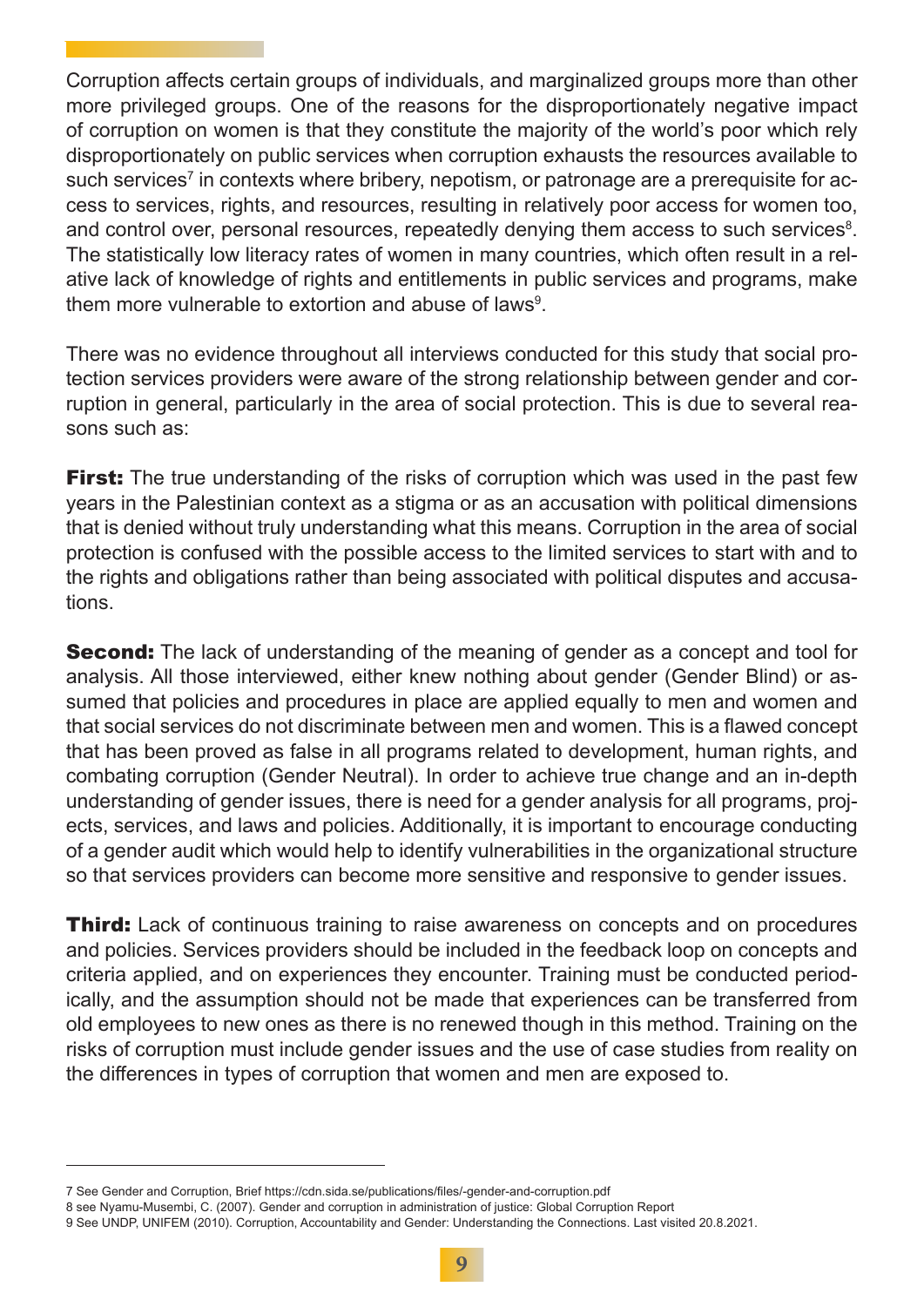Corruption affects certain groups of individuals, and marginalized groups more than other more privileged groups. One of the reasons for the disproportionately negative impact of corruption on women is that they constitute the majority of the world's poor which rely disproportionately on public services when corruption exhausts the resources available to such services[7] in contexts where bribery, nepotism, or patronage are a prerequisite for access to services, rights, and resources, resulting in relatively poor access for women too, and control over, personal resources, repeatedly denying them access to such services[8]. The statistically low literacy rates of women in many countries, which often result in a relative lack of knowledge of rights and entitlements in public services and programs, make them more vulnerable to extortion and abuse of laws[9].

There was no evidence throughout all interviews conducted for this study that social protection services providers were aware of the strong relationship between gender and corruption in general, particularly in the area of social protection. This is due to several reasons such as:

**First:** The true understanding of the risks of corruption which was used in the past few years in the Palestinian context as a stigma or as an accusation with political dimensions that is denied without truly understanding what this means. Corruption in the area of social protection is confused with the possible access to the limited services to start with and to the rights and obligations rather than being associated with political disputes and accusations.

**Second:** The lack of understanding of the meaning of gender as a concept and tool for analysis. All those interviewed, either knew nothing about gender (Gender Blind) or assumed that policies and procedures in place are applied equally to men and women and that social services do not discriminate between men and women. This is a flawed concept that has been proved as false in all programs related to development, human rights, and combating corruption (Gender Neutral). In order to achieve true change and an in-depth understanding of gender issues, there is need for a gender analysis for all programs, projects, services, and laws and policies. Additionally, it is important to encourage conducting of a gender audit which would help to identify vulnerabilities in the organizational structure so that services providers can become more sensitive and responsive to gender issues.

**Third:** Lack of continuous training to raise awareness on concepts and on procedures and policies. Services providers should be included in the feedback loop on concepts and criteria applied, and on experiences they encounter. Training must be conducted periodically, and the assumption should not be made that experiences can be transferred from old employees to new ones as there is no renewed though in this method. Training on the risks of corruption must include gender issues and the use of case studies from reality on the differences in types of corruption that women and men are exposed to.

---

7 See Gender and Corruption, Brief https://cdn.sida.se/publications/files/-gender-and-corruption.pdf

8 see Nyamu-Musembi, C. (2007). Gender and corruption in administration of justice: Global Corruption Report

9 See UNDP, UNIFEM (2010). Corruption, Accountability and Gender: Understanding the Connections. Last visited 20.8.2021.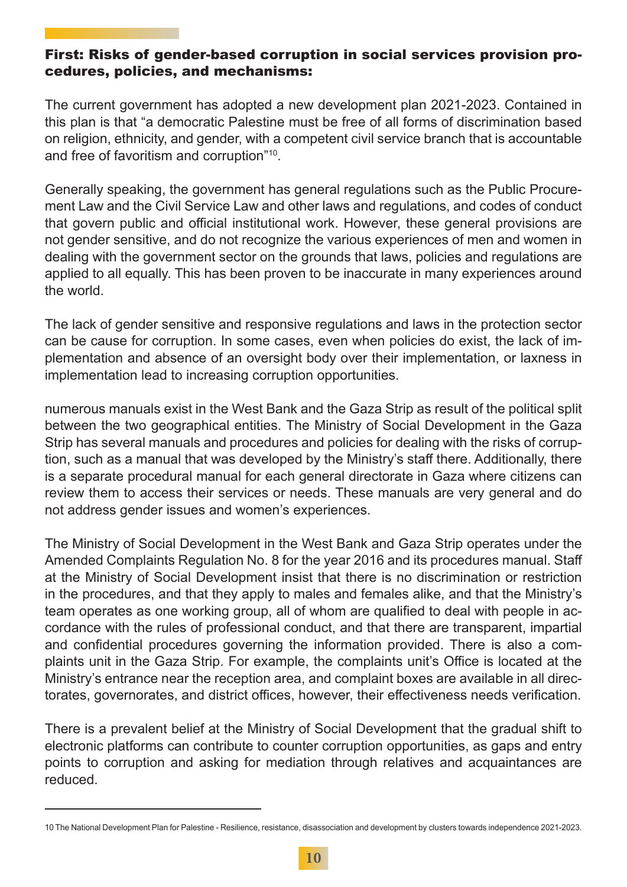### First: Risks of gender-based corruption in social services provision procedures, policies, and mechanisms:

The current government has adopted a new development plan 2021-2023. Contained in this plan is that "a democratic Palestine must be free of all forms of discrimination based on religion, ethnicity, and gender, with a competent civil service branch that is accountable and free of favoritism and corruption"[10].

Generally speaking, the government has general regulations such as the Public Procurement Law and the Civil Service Law and other laws and regulations, and codes of conduct that govern public and official institutional work. However, these general provisions are not gender sensitive, and do not recognize the various experiences of men and women in dealing with the government sector on the grounds that laws, policies and regulations are applied to all equally. This has been proven to be inaccurate in many experiences around the world.

The lack of gender sensitive and responsive regulations and laws in the protection sector can be cause for corruption. In some cases, even when policies do exist, the lack of implementation and absence of an oversight body over their implementation, or laxness in implementation lead to increasing corruption opportunities.

numerous manuals exist in the West Bank and the Gaza Strip as result of the political split between the two geographical entities. The Ministry of Social Development in the Gaza Strip has several manuals and procedures and policies for dealing with the risks of corruption, such as a manual that was developed by the Ministry's staff there. Additionally, there is a separate procedural manual for each general directorate in Gaza where citizens can review them to access their services or needs. These manuals are very general and do not address gender issues and women's experiences.

The Ministry of Social Development in the West Bank and Gaza Strip operates under the Amended Complaints Regulation No. 8 for the year 2016 and its procedures manual. Staff at the Ministry of Social Development insist that there is no discrimination or restriction in the procedures, and that they apply to males and females alike, and that the Ministry's team operates as one working group, all of whom are qualified to deal with people in accordance with the rules of professional conduct, and that there are transparent, impartial and confidential procedures governing the information provided. There is also a complaints unit in the Gaza Strip. For example, the complaints unit's Office is located at the Ministry's entrance near the reception area, and complaint boxes are available in all directorates, governorates, and district offices, however, their effectiveness needs verification.

There is a prevalent belief at the Ministry of Social Development that the gradual shift to electronic platforms can contribute to counter corruption opportunities, as gaps and entry points to corruption and asking for mediation through relatives and acquaintances are reduced.

---

10 The National Development Plan for Palestine - Resilience, resistance, disassociation and development by clusters towards independence 2021-2023.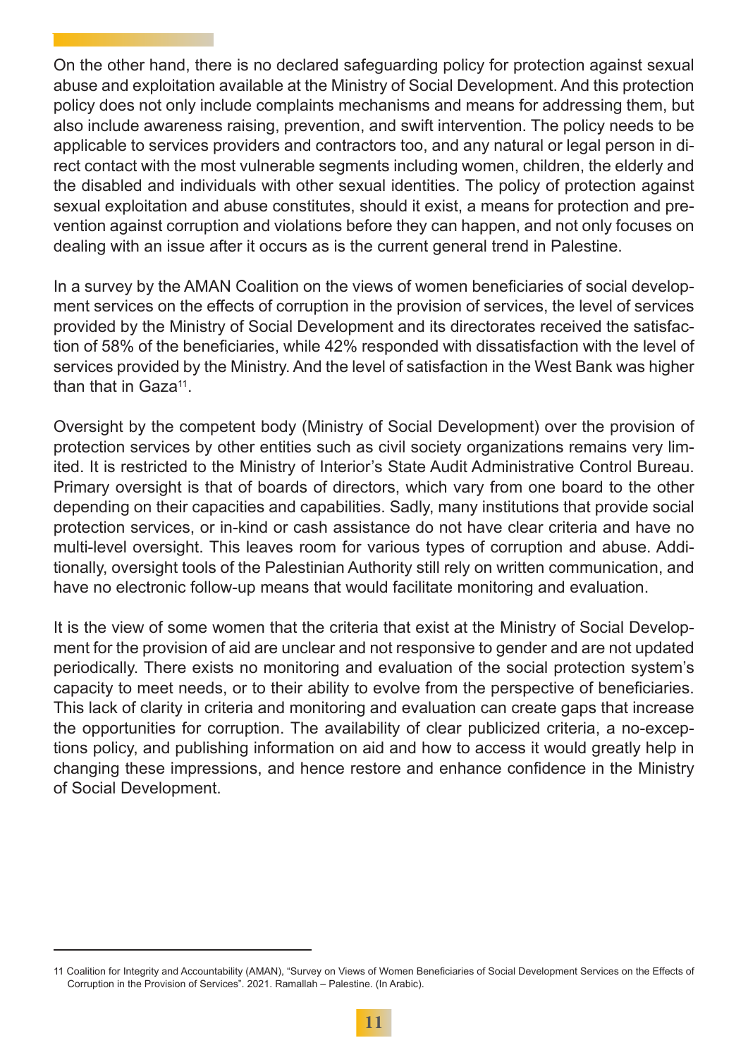On the other hand, there is no declared safeguarding policy for protection against sexual abuse and exploitation available at the Ministry of Social Development. And this protection policy does not only include complaints mechanisms and means for addressing them, but also include awareness raising, prevention, and swift intervention. The policy needs to be applicable to services providers and contractors too, and any natural or legal person in direct contact with the most vulnerable segments including women, children, the elderly and the disabled and individuals with other sexual identities. The policy of protection against sexual exploitation and abuse constitutes, should it exist, a means for protection and prevention against corruption and violations before they can happen, and not only focuses on dealing with an issue after it occurs as is the current general trend in Palestine.

In a survey by the AMAN Coalition on the views of women beneficiaries of social development services on the effects of corruption in the provision of services, the level of services provided by the Ministry of Social Development and its directorates received the satisfaction of 58% of the beneficiaries, while 42% responded with dissatisfaction with the level of services provided by the Ministry. And the level of satisfaction in the West Bank was higher than that in Gaza[11].

Oversight by the competent body (Ministry of Social Development) over the provision of protection services by other entities such as civil society organizations remains very limited. It is restricted to the Ministry of Interior's State Audit Administrative Control Bureau. Primary oversight is that of boards of directors, which vary from one board to the other depending on their capacities and capabilities. Sadly, many institutions that provide social protection services, or in-kind or cash assistance do not have clear criteria and have no multi-level oversight. This leaves room for various types of corruption and abuse. Additionally, oversight tools of the Palestinian Authority still rely on written communication, and have no electronic follow-up means that would facilitate monitoring and evaluation.

It is the view of some women that the criteria that exist at the Ministry of Social Development for the provision of aid are unclear and not responsive to gender and are not updated periodically. There exists no monitoring and evaluation of the social protection system's capacity to meet needs, or to their ability to evolve from the perspective of beneficiaries. This lack of clarity in criteria and monitoring and evaluation can create gaps that increase the opportunities for corruption. The availability of clear publicized criteria, a no-exceptions policy, and publishing information on aid and how to access it would greatly help in changing these impressions, and hence restore and enhance confidence in the Ministry of Social Development.

---

[11] Coalition for Integrity and Accountability (AMAN), "Survey on Views of Women Beneficiaries of Social Development Services on the Effects of Corruption in the Provision of Services". 2021. Ramallah – Palestine. (In Arabic).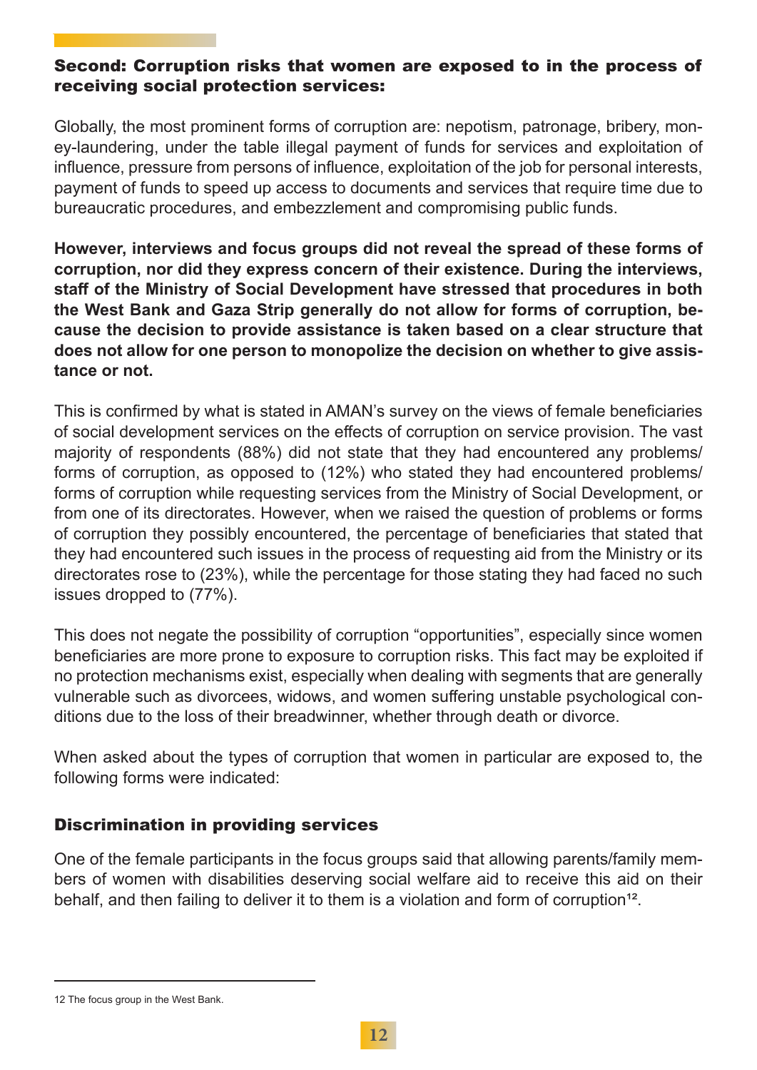## Second: Corruption risks that women are exposed to in the process of receiving social protection services:

Globally, the most prominent forms of corruption are: nepotism, patronage, bribery, money-laundering, under the table illegal payment of funds for services and exploitation of influence, pressure from persons of influence, exploitation of the job for personal interests, payment of funds to speed up access to documents and services that require time due to bureaucratic procedures, and embezzlement and compromising public funds.

**However, interviews and focus groups did not reveal the spread of these forms of corruption, nor did they express concern of their existence. During the interviews, staff of the Ministry of Social Development have stressed that procedures in both the West Bank and Gaza Strip generally do not allow for forms of corruption, because the decision to provide assistance is taken based on a clear structure that does not allow for one person to monopolize the decision on whether to give assistance or not.**

This is confirmed by what is stated in AMAN's survey on the views of female beneficiaries of social development services on the effects of corruption on service provision. The vast majority of respondents (88%) did not state that they had encountered any problems/ forms of corruption, as opposed to (12%) who stated they had encountered problems/ forms of corruption while requesting services from the Ministry of Social Development, or from one of its directorates. However, when we raised the question of problems or forms of corruption they possibly encountered, the percentage of beneficiaries that stated that they had encountered such issues in the process of requesting aid from the Ministry or its directorates rose to (23%), while the percentage for those stating they had faced no such issues dropped to (77%).

This does not negate the possibility of corruption "opportunities", especially since women beneficiaries are more prone to exposure to corruption risks. This fact may be exploited if no protection mechanisms exist, especially when dealing with segments that are generally vulnerable such as divorcees, widows, and women suffering unstable psychological conditions due to the loss of their breadwinner, whether through death or divorce.

When asked about the types of corruption that women in particular are exposed to, the following forms were indicated:

### Discrimination in providing services

One of the female participants in the focus groups said that allowing parents/family members of women with disabilities deserving social welfare aid to receive this aid on their behalf, and then failing to deliver it to them is a violation and form of corruption[12].

---

12 The focus group in the West Bank.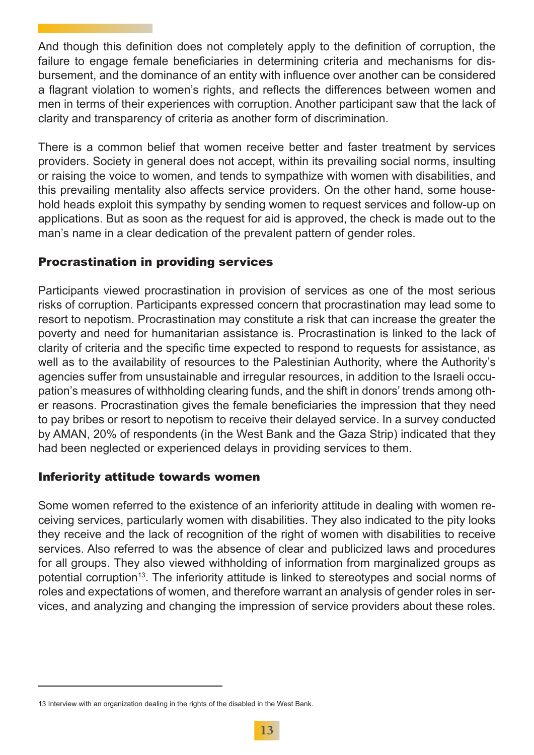And though this definition does not completely apply to the definition of corruption, the failure to engage female beneficiaries in determining criteria and mechanisms for disbursement, and the dominance of an entity with influence over another can be considered a flagrant violation to women's rights, and reflects the differences between women and men in terms of their experiences with corruption. Another participant saw that the lack of clarity and transparency of criteria as another form of discrimination.

There is a common belief that women receive better and faster treatment by services providers. Society in general does not accept, within its prevailing social norms, insulting or raising the voice to women, and tends to sympathize with women with disabilities, and this prevailing mentality also affects service providers. On the other hand, some household heads exploit this sympathy by sending women to request services and follow-up on applications. But as soon as the request for aid is approved, the check is made out to the man's name in a clear dedication of the prevalent pattern of gender roles.

### Procrastination in providing services

Participants viewed procrastination in provision of services as one of the most serious risks of corruption. Participants expressed concern that procrastination may lead some to resort to nepotism. Procrastination may constitute a risk that can increase the greater the poverty and need for humanitarian assistance is. Procrastination is linked to the lack of clarity of criteria and the specific time expected to respond to requests for assistance, as well as to the availability of resources to the Palestinian Authority, where the Authority's agencies suffer from unsustainable and irregular resources, in addition to the Israeli occupation's measures of withholding clearing funds, and the shift in donors' trends among other reasons. Procrastination gives the female beneficiaries the impression that they need to pay bribes or resort to nepotism to receive their delayed service. In a survey conducted by AMAN, 20% of respondents (in the West Bank and the Gaza Strip) indicated that they had been neglected or experienced delays in providing services to them.

### Inferiority attitude towards women

Some women referred to the existence of an inferiority attitude in dealing with women receiving services, particularly women with disabilities. They also indicated to the pity looks they receive and the lack of recognition of the right of women with disabilities to receive services. Also referred to was the absence of clear and publicized laws and procedures for all groups. They also viewed withholding of information from marginalized groups as potential corruption[13]. The inferiority attitude is linked to stereotypes and social norms of roles and expectations of women, and therefore warrant an analysis of gender roles in services, and analyzing and changing the impression of service providers about these roles.

---

13 Interview with an organization dealing in the rights of the disabled in the West Bank.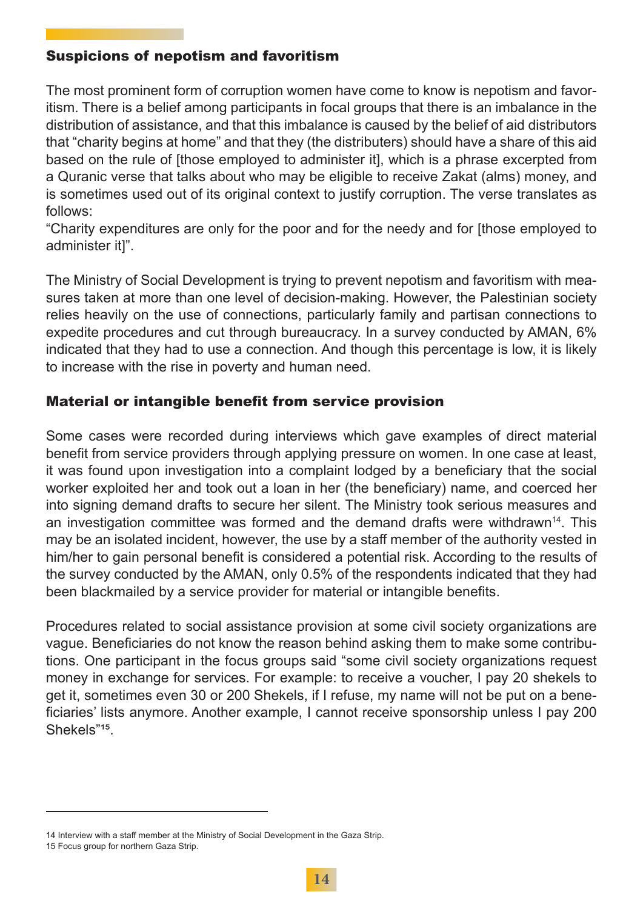### Suspicions of nepotism and favoritism

The most prominent form of corruption women have come to know is nepotism and favoritism. There is a belief among participants in focal groups that there is an imbalance in the distribution of assistance, and that this imbalance is caused by the belief of aid distributors that "charity begins at home" and that they (the distributers) should have a share of this aid based on the rule of [those employed to administer it], which is a phrase excerpted from a Quranic verse that talks about who may be eligible to receive Zakat (alms) money, and is sometimes used out of its original context to justify corruption. The verse translates as follows:
"Charity expenditures are only for the poor and for the needy and for [those employed to administer it]".

The Ministry of Social Development is trying to prevent nepotism and favoritism with measures taken at more than one level of decision-making. However, the Palestinian society relies heavily on the use of connections, particularly family and partisan connections to expedite procedures and cut through bureaucracy. In a survey conducted by AMAN, 6% indicated that they had to use a connection. And though this percentage is low, it is likely to increase with the rise in poverty and human need.

### Material or intangible benefit from service provision

Some cases were recorded during interviews which gave examples of direct material benefit from service providers through applying pressure on women. In one case at least, it was found upon investigation into a complaint lodged by a beneficiary that the social worker exploited her and took out a loan in her (the beneficiary) name, and coerced her into signing demand drafts to secure her silent. The Ministry took serious measures and an investigation committee was formed and the demand drafts were withdrawn[14]. This may be an isolated incident, however, the use by a staff member of the authority vested in him/her to gain personal benefit is considered a potential risk. According to the results of the survey conducted by the AMAN, only 0.5% of the respondents indicated that they had been blackmailed by a service provider for material or intangible benefits.

Procedures related to social assistance provision at some civil society organizations are vague. Beneficiaries do not know the reason behind asking them to make some contributions. One participant in the focus groups said "some civil society organizations request money in exchange for services. For example: to receive a voucher, I pay 20 shekels to get it, sometimes even 30 or 200 Shekels, if I refuse, my name will not be put on a beneficiaries' lists anymore. Another example, I cannot receive sponsorship unless I pay 200 Shekels"[15].

---

14 Interview with a staff member at the Ministry of Social Development in the Gaza Strip.
15 Focus group for northern Gaza Strip.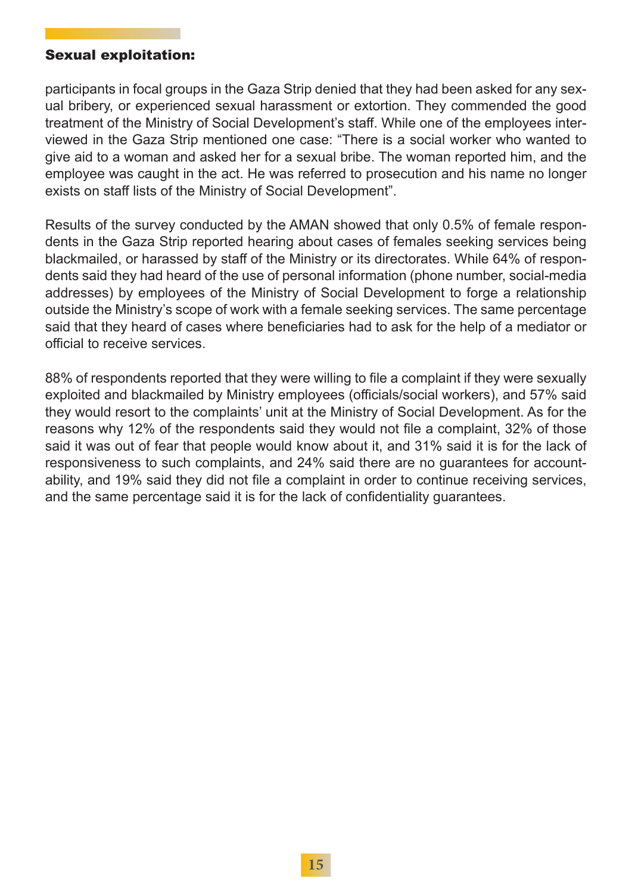### Sexual exploitation:

participants in focal groups in the Gaza Strip denied that they had been asked for any sexual bribery, or experienced sexual harassment or extortion. They commended the good treatment of the Ministry of Social Development's staff. While one of the employees interviewed in the Gaza Strip mentioned one case: "There is a social worker who wanted to give aid to a woman and asked her for a sexual bribe. The woman reported him, and the employee was caught in the act. He was referred to prosecution and his name no longer exists on staff lists of the Ministry of Social Development".

Results of the survey conducted by the AMAN showed that only 0.5% of female respondents in the Gaza Strip reported hearing about cases of females seeking services being blackmailed, or harassed by staff of the Ministry or its directorates. While 64% of respondents said they had heard of the use of personal information (phone number, social-media addresses) by employees of the Ministry of Social Development to forge a relationship outside the Ministry's scope of work with a female seeking services. The same percentage said that they heard of cases where beneficiaries had to ask for the help of a mediator or official to receive services.

88% of respondents reported that they were willing to file a complaint if they were sexually exploited and blackmailed by Ministry employees (officials/social workers), and 57% said they would resort to the complaints' unit at the Ministry of Social Development. As for the reasons why 12% of the respondents said they would not file a complaint, 32% of those said it was out of fear that people would know about it, and 31% said it is for the lack of responsiveness to such complaints, and 24% said there are no guarantees for accountability, and 19% said they did not file a complaint in order to continue receiving services, and the same percentage said it is for the lack of confidentiality guarantees.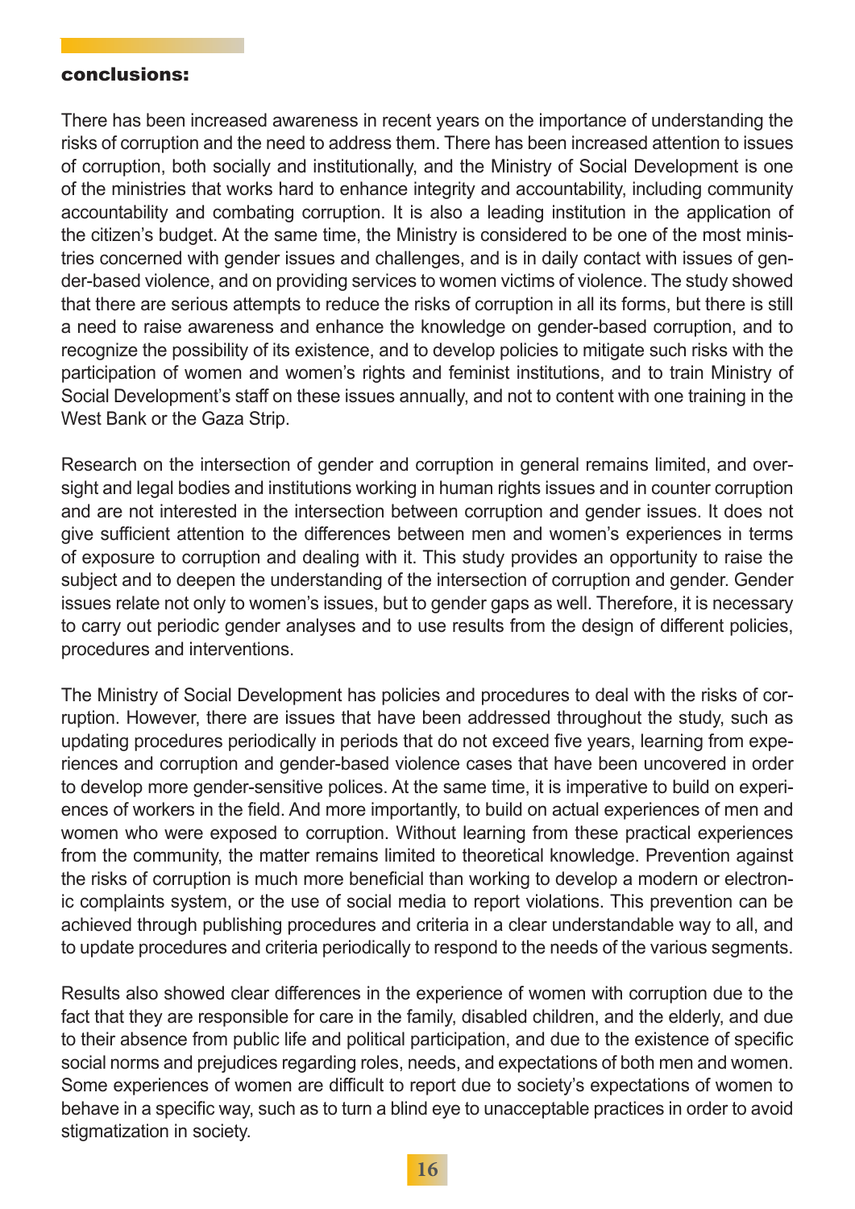## conclusions:

There has been increased awareness in recent years on the importance of understanding the risks of corruption and the need to address them. There has been increased attention to issues of corruption, both socially and institutionally, and the Ministry of Social Development is one of the ministries that works hard to enhance integrity and accountability, including community accountability and combating corruption. It is also a leading institution in the application of the citizen's budget. At the same time, the Ministry is considered to be one of the most ministries concerned with gender issues and challenges, and is in daily contact with issues of gender-based violence, and on providing services to women victims of violence. The study showed that there are serious attempts to reduce the risks of corruption in all its forms, but there is still a need to raise awareness and enhance the knowledge on gender-based corruption, and to recognize the possibility of its existence, and to develop policies to mitigate such risks with the participation of women and women's rights and feminist institutions, and to train Ministry of Social Development's staff on these issues annually, and not to content with one training in the West Bank or the Gaza Strip.

Research on the intersection of gender and corruption in general remains limited, and oversight and legal bodies and institutions working in human rights issues and in counter corruption and are not interested in the intersection between corruption and gender issues. It does not give sufficient attention to the differences between men and women's experiences in terms of exposure to corruption and dealing with it. This study provides an opportunity to raise the subject and to deepen the understanding of the intersection of corruption and gender. Gender issues relate not only to women's issues, but to gender gaps as well. Therefore, it is necessary to carry out periodic gender analyses and to use results from the design of different policies, procedures and interventions.

The Ministry of Social Development has policies and procedures to deal with the risks of corruption. However, there are issues that have been addressed throughout the study, such as updating procedures periodically in periods that do not exceed five years, learning from experiences and corruption and gender-based violence cases that have been uncovered in order to develop more gender-sensitive polices. At the same time, it is imperative to build on experiences of workers in the field. And more importantly, to build on actual experiences of men and women who were exposed to corruption. Without learning from these practical experiences from the community, the matter remains limited to theoretical knowledge. Prevention against the risks of corruption is much more beneficial than working to develop a modern or electronic complaints system, or the use of social media to report violations. This prevention can be achieved through publishing procedures and criteria in a clear understandable way to all, and to update procedures and criteria periodically to respond to the needs of the various segments.

Results also showed clear differences in the experience of women with corruption due to the fact that they are responsible for care in the family, disabled children, and the elderly, and due to their absence from public life and political participation, and due to the existence of specific social norms and prejudices regarding roles, needs, and expectations of both men and women. Some experiences of women are difficult to report due to society's expectations of women to behave in a specific way, such as to turn a blind eye to unacceptable practices in order to avoid stigmatization in society.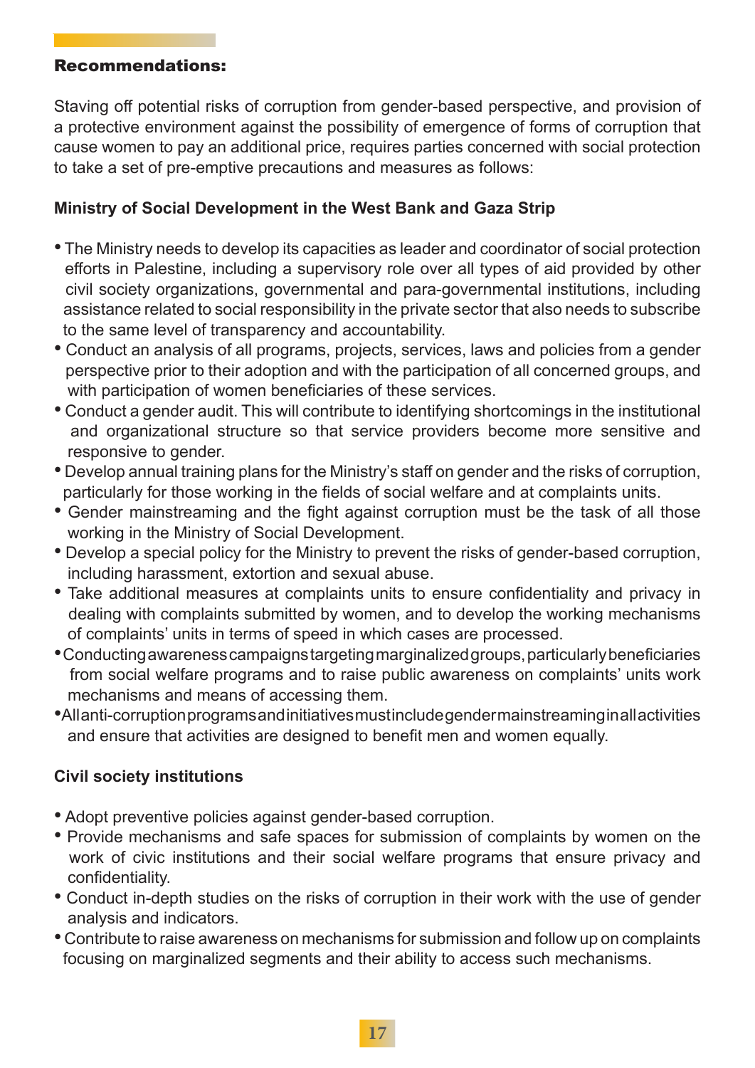## Recommendations:

Staving off potential risks of corruption from gender-based perspective, and provision of a protective environment against the possibility of emergence of forms of corruption that cause women to pay an additional price, requires parties concerned with social protection to take a set of pre-emptive precautions and measures as follows:

### Ministry of Social Development in the West Bank and Gaza Strip

- The Ministry needs to develop its capacities as leader and coordinator of social protection efforts in Palestine, including a supervisory role over all types of aid provided by other civil society organizations, governmental and para-governmental institutions, including assistance related to social responsibility in the private sector that also needs to subscribe to the same level of transparency and accountability.
- Conduct an analysis of all programs, projects, services, laws and policies from a gender perspective prior to their adoption and with the participation of all concerned groups, and with participation of women beneficiaries of these services.
- Conduct a gender audit. This will contribute to identifying shortcomings in the institutional and organizational structure so that service providers become more sensitive and responsive to gender.
- Develop annual training plans for the Ministry's staff on gender and the risks of corruption, particularly for those working in the fields of social welfare and at complaints units.
- Gender mainstreaming and the fight against corruption must be the task of all those working in the Ministry of Social Development.
- Develop a special policy for the Ministry to prevent the risks of gender-based corruption, including harassment, extortion and sexual abuse.
- Take additional measures at complaints units to ensure confidentiality and privacy in dealing with complaints submitted by women, and to develop the working mechanisms of complaints' units in terms of speed in which cases are processed.
- Conducting awareness campaigns targeting marginalized groups, particularly beneficiaries from social welfare programs and to raise public awareness on complaints' units work mechanisms and means of accessing them.
- All anti-corruption programs and initiatives must include gender mainstreaming in all activities and ensure that activities are designed to benefit men and women equally.

### Civil society institutions

- Adopt preventive policies against gender-based corruption.
- Provide mechanisms and safe spaces for submission of complaints by women on the work of civic institutions and their social welfare programs that ensure privacy and confidentiality.
- Conduct in-depth studies on the risks of corruption in their work with the use of gender analysis and indicators.
- Contribute to raise awareness on mechanisms for submission and follow up on complaints focusing on marginalized segments and their ability to access such mechanisms.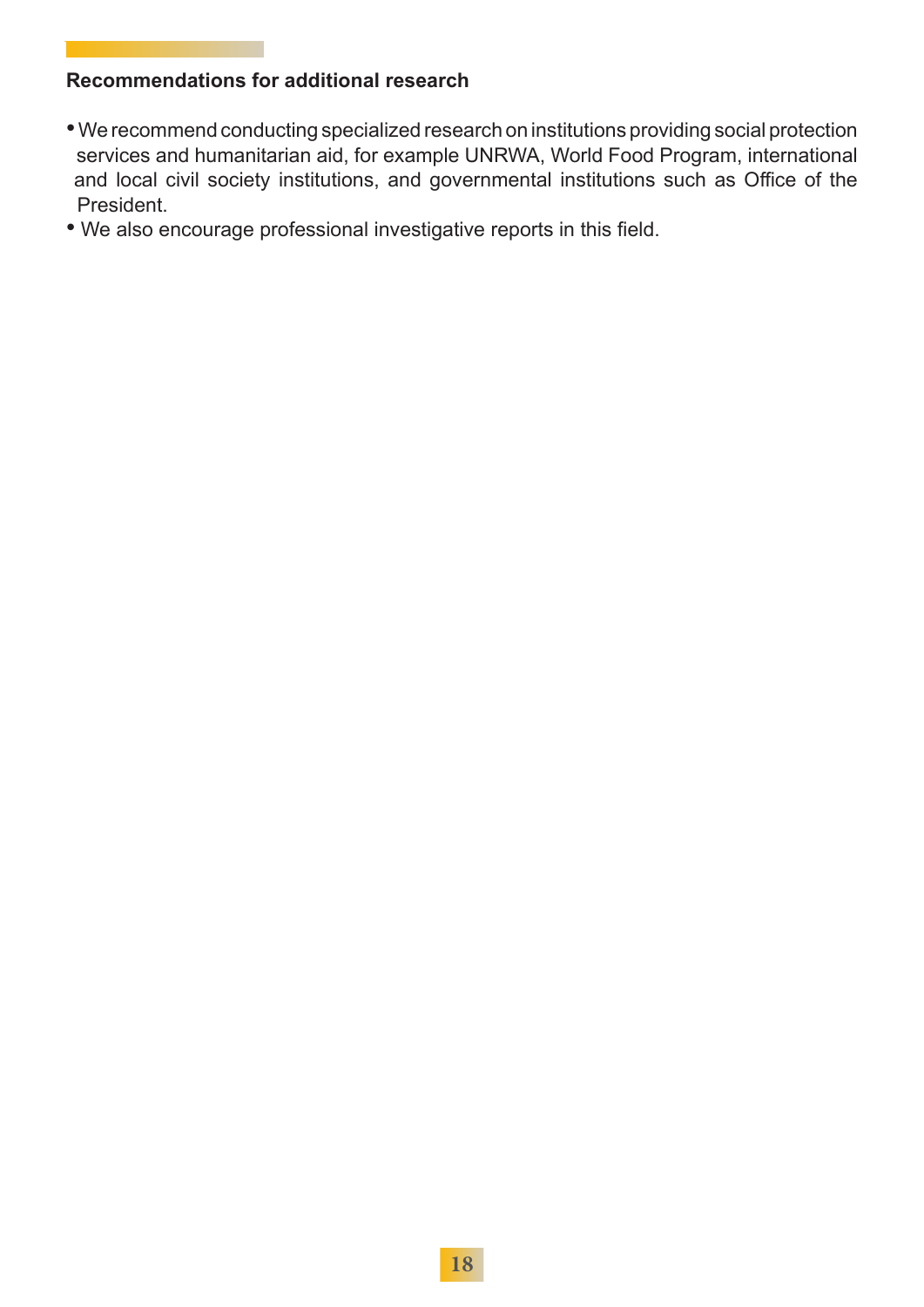### Recommendations for additional research

- We recommend conducting specialized research on institutions providing social protection services and humanitarian aid, for example UNRWA, World Food Program, international and local civil society institutions, and governmental institutions such as Office of the President.
- We also encourage professional investigative reports in this field.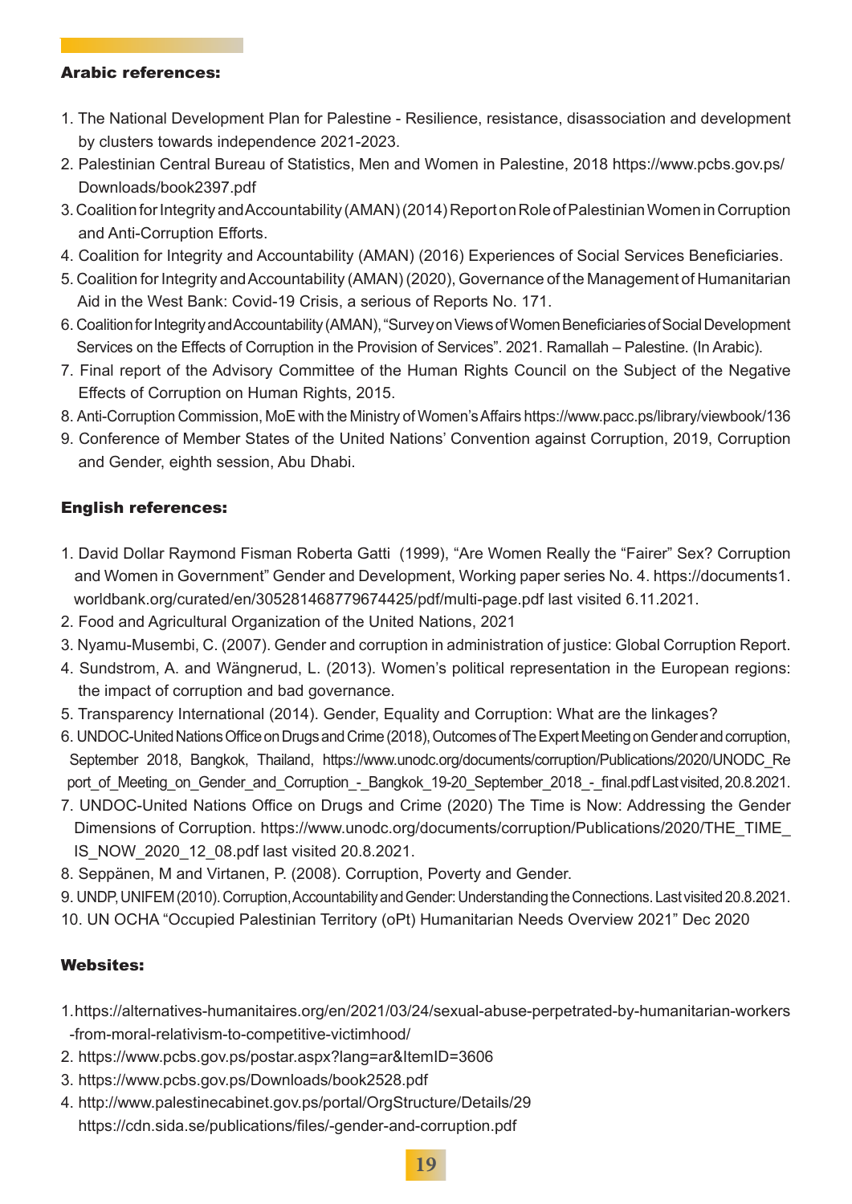### Arabic references:

1. The National Development Plan for Palestine - Resilience, resistance, disassociation and development by clusters towards independence 2021-2023.
2. Palestinian Central Bureau of Statistics, Men and Women in Palestine, 2018 https://www.pcbs.gov.ps/Downloads/book2397.pdf
3. Coalition for Integrity and Accountability (AMAN) (2014) Report on Role of Palestinian Women in Corruption and Anti-Corruption Efforts.
4. Coalition for Integrity and Accountability (AMAN) (2016) Experiences of Social Services Beneficiaries.
5. Coalition for Integrity and Accountability (AMAN) (2020), Governance of the Management of Humanitarian Aid in the West Bank: Covid-19 Crisis, a serious of Reports No. 171.
6. Coalition for Integrity and Accountability (AMAN), "Survey on Views of Women Beneficiaries of Social Development Services on the Effects of Corruption in the Provision of Services". 2021. Ramallah – Palestine. (In Arabic).
7. Final report of the Advisory Committee of the Human Rights Council on the Subject of the Negative Effects of Corruption on Human Rights, 2015.
8. Anti-Corruption Commission, MoE with the Ministry of Women's Affairs https://www.pacc.ps/library/viewbook/136
9. Conference of Member States of the United Nations' Convention against Corruption, 2019, Corruption and Gender, eighth session, Abu Dhabi.

### English references:

1. David Dollar Raymond Fisman Roberta Gatti (1999), "Are Women Really the "Fairer" Sex? Corruption and Women in Government" Gender and Development, Working paper series No. 4. https://documents1.worldbank.org/curated/en/305281468779674425/pdf/multi-page.pdf last visited 6.11.2021.
2. Food and Agricultural Organization of the United Nations, 2021
3. Nyamu-Musembi, C. (2007). Gender and corruption in administration of justice: Global Corruption Report.
4. Sundstrom, A. and Wängnerud, L. (2013). Women's political representation in the European regions: the impact of corruption and bad governance.
5. Transparency International (2014). Gender, Equality and Corruption: What are the linkages?
6. UNDOC-United Nations Office on Drugs and Crime (2018), Outcomes of The Expert Meeting on Gender and corruption, September 2018, Bangkok, Thailand, https://www.unodc.org/documents/corruption/Publications/2020/UNODC_Report_of_Meeting_on_Gender_and_Corruption_-_Bangkok_19-20_September_2018_-_final.pdf Last visited, 20.8.2021.
7. UNDOC-United Nations Office on Drugs and Crime (2020) The Time is Now: Addressing the Gender Dimensions of Corruption. https://www.unodc.org/documents/corruption/Publications/2020/THE_TIME_IS_NOW_2020_12_08.pdf last visited 20.8.2021.
8. Seppänen, M and Virtanen, P. (2008). Corruption, Poverty and Gender.
9. UNDP, UNIFEM (2010). Corruption, Accountability and Gender: Understanding the Connections. Last visited 20.8.2021.
10. UN OCHA "Occupied Palestinian Territory (oPt) Humanitarian Needs Overview 2021" Dec 2020

### Websites:

1. https://alternatives-humanitaires.org/en/2021/03/24/sexual-abuse-perpetrated-by-humanitarian-workers-from-moral-relativism-to-competitive-victimhood/
2. https://www.pcbs.gov.ps/postar.aspx?lang=ar&ItemID=3606
3. https://www.pcbs.gov.ps/Downloads/book2528.pdf
4. http://www.palestinecabinet.gov.ps/portal/OrgStructure/Details/29
   https://cdn.sida.se/publications/files/-gender-and-corruption.pdf